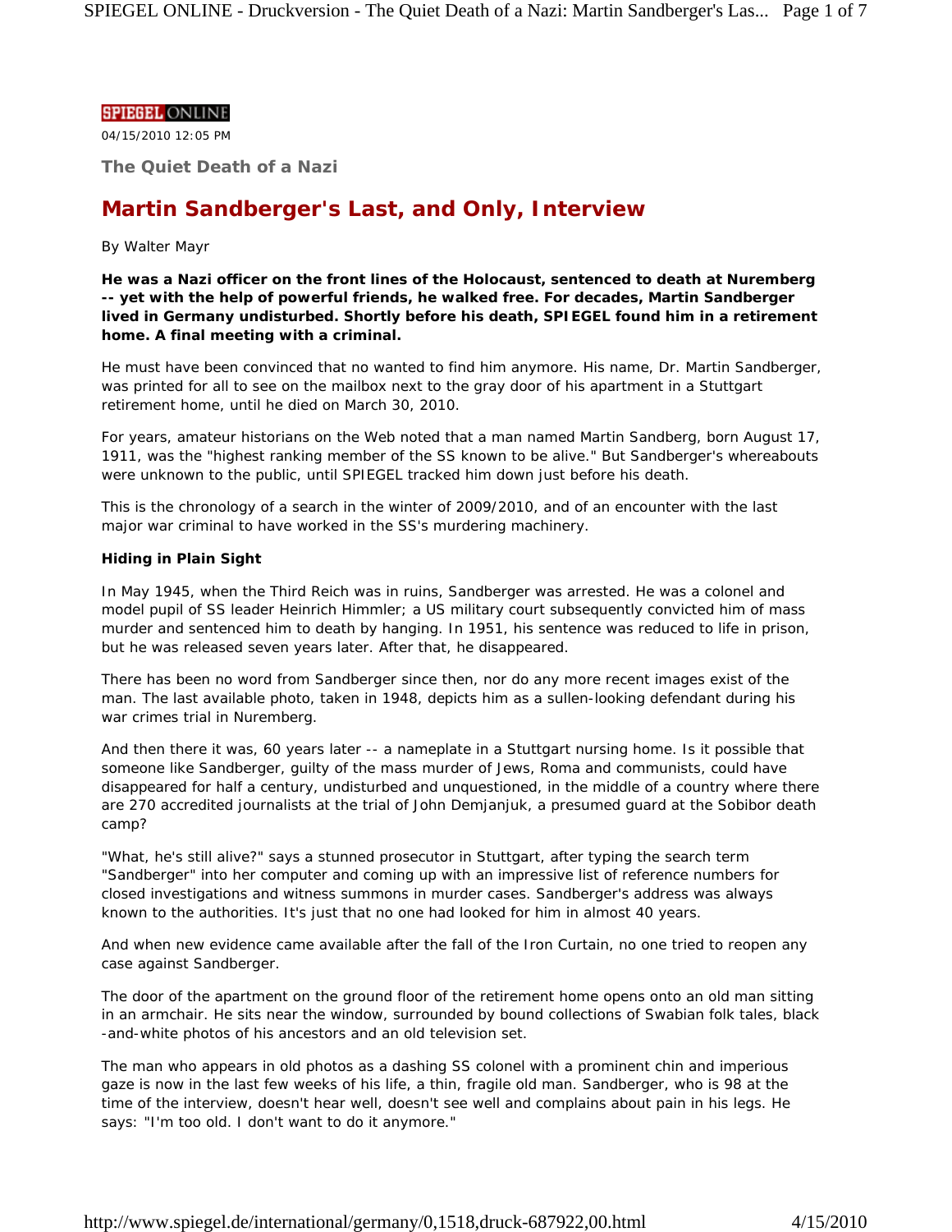SPIEGEL ONLINE

04/15/2010 12:05 PM

### The Quiet Death of a Nazi

# Martin Sandberger's Last, and Only, Interview

By Walter Mayr

**He was a Nazi officer on the front lines of the Holocaust, sentenced to death at Nuremberg -- yet with the help of powerful friends, he walked free. For decades, Martin Sandberger lived in Germany undisturbed. Shortly before his death, SPIEGEL found him in a retirement home. A final meeting with a criminal.**

He must have been convinced that no wanted to find him anymore. His name, Dr. Martin Sandberger, was printed for all to see on the mailbox next to the gray door of his apartment in a Stuttgart retirement home, until he died on March 30, 2010.

For years, amateur historians on the Web noted that a man named Martin Sandberg, born August 17, 1911, was the "highest ranking member of the SS known to be alive." But Sandberger's whereabouts were unknown to the public, until SPIEGEL tracked him down just before his death.

This is the chronology of a search in the winter of 2009/2010, and of an encounter with the last major war criminal to have worked in the SS's murdering machinery.

**Hiding in Plain Sight**

In May 1945, when the Third Reich was in ruins, Sandberger was arrested. He was a colonel and model pupil of SS leader Heinrich Himmler; a US military court subsequently convicted him of mass murder and sentenced him to death by hanging. In 1951, his sentence was reduced to life in prison, but he was released seven years later. After that, he disappeared.

There has been no word from Sandberger since then, nor do any more recent images exist of the man. The last available photo, taken in 1948, depicts him as a sullen-looking defendant during his war crimes trial in Nuremberg.

And then there it was, 60 years later -- a nameplate in a Stuttgart nursing home. Is it possible that someone like Sandberger, guilty of the mass murder of Jews, Roma and communists, could have disappeared for half a century, undisturbed and unquestioned, in the middle of a country where there are 270 accredited journalists at the trial of John Demjanjuk, a presumed guard at the Sobibor death camp?

"What, he's still alive?" says a stunned prosecutor in Stuttgart, after typing the search term "Sandberger" into her computer and coming up with an impressive list of reference numbers for closed investigations and witness summons in murder cases. Sandberger's address was always known to the authorities. It's just that no one had looked for him in almost 40 years.

And when new evidence came available after the fall of the Iron Curtain, no one tried to reopen any case against Sandberger.

The door of the apartment on the ground floor of the retirement home opens onto an old man sitting in an armchair. He sits near the window, surrounded by bound collections of Swabian folk tales, black-and-white photos of his ancestors and an old television set.

The man who appears in old photos as a dashing SS colonel with a prominent chin and imperious gaze is now in the last few weeks of his life, a thin, fragile old man. Sandberger, who is 98 at the time of the interview, doesn't hear well, doesn't see well and complains about pain in his legs. He says: "I'm too old. I don't want to do it anymore."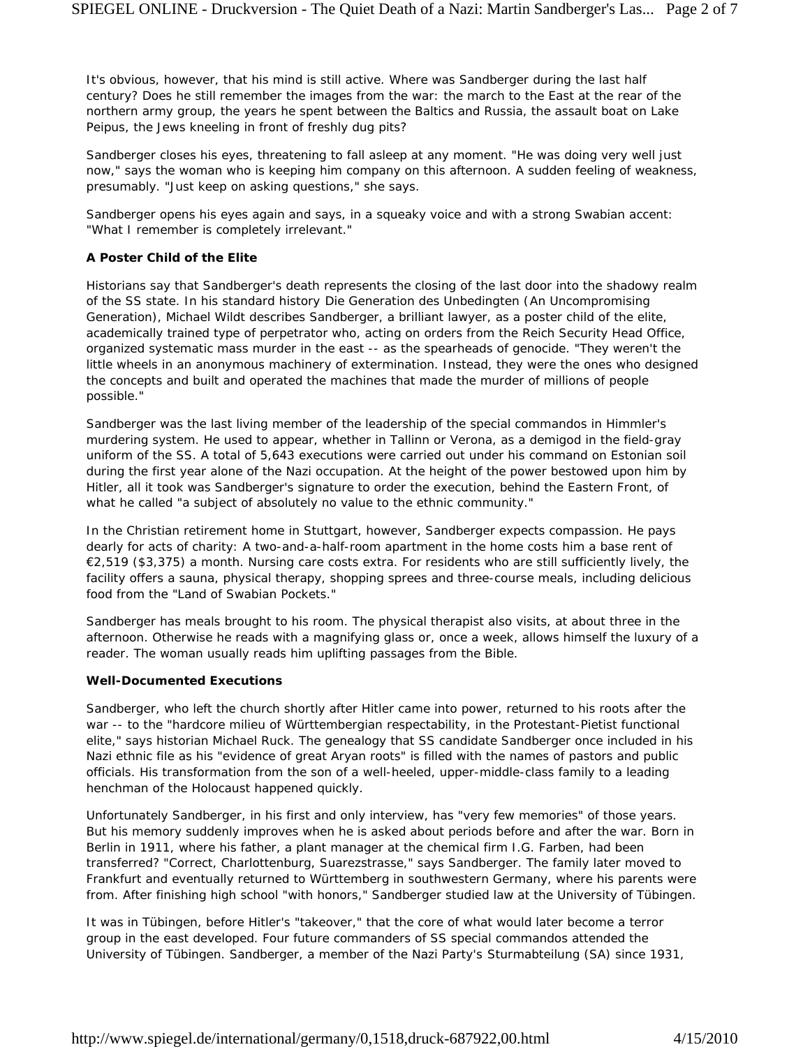It's obvious, however, that his mind is still active. Where was Sandberger during the last half century? Does he still remember the images from the war: the march to the East at the rear of the northern army group, the years he spent between the Baltics and Russia, the assault boat on Lake Peipus, the Jews kneeling in front of freshly dug pits?

Sandberger closes his eyes, threatening to fall asleep at any moment. "He was doing very well just now," says the woman who is keeping him company on this afternoon. A sudden feeling of weakness, presumably. "Just keep on asking questions," she says.

Sandberger opens his eyes again and says, in a squeaky voice and with a strong Swabian accent: "What I remember is completely irrelevant."

**A Poster Child of the Elite**

Historians say that Sandberger's death represents the closing of the last door into the shadowy realm of the SS state. In his standard history Die Generation des Unbedingten (An Uncompromising Generation), Michael Wildt describes Sandberger, a brilliant lawyer, as a poster child of the elite, academically trained type of perpetrator who, acting on orders from the Reich Security Head Office, organized systematic mass murder in the east -- as the spearheads of genocide. "They weren't the little wheels in an anonymous machinery of extermination. Instead, they were the ones who designed the concepts and built and operated the machines that made the murder of millions of people possible."

Sandberger was the last living member of the leadership of the special commandos in Himmler's murdering system. He used to appear, whether in Tallinn or Verona, as a demigod in the field-gray uniform of the SS. A total of 5,643 executions were carried out under his command on Estonian soil during the first year alone of the Nazi occupation. At the height of the power bestowed upon him by Hitler, all it took was Sandberger's signature to order the execution, behind the Eastern Front, of what he called "a subject of absolutely no value to the ethnic community."

In the Christian retirement home in Stuttgart, however, Sandberger expects compassion. He pays dearly for acts of charity: A two-and-a-half-room apartment in the home costs him a base rent of €2,519 ($3,375) a month. Nursing care costs extra. For residents who are still sufficiently lively, the facility offers a sauna, physical therapy, shopping sprees and three-course meals, including delicious food from the "Land of Swabian Pockets."

Sandberger has meals brought to his room. The physical therapist also visits, at about three in the afternoon. Otherwise he reads with a magnifying glass or, once a week, allows himself the luxury of a reader. The woman usually reads him uplifting passages from the Bible.

**Well-Documented Executions**

Sandberger, who left the church shortly after Hitler came into power, returned to his roots after the war -- to the "hardcore milieu of Württembergian respectability, in the Protestant-Pietist functional elite," says historian Michael Ruck. The genealogy that SS candidate Sandberger once included in his Nazi ethnic file as his "evidence of great Aryan roots" is filled with the names of pastors and public officials. His transformation from the son of a well-heeled, upper-middle-class family to a leading henchman of the Holocaust happened quickly.

Unfortunately Sandberger, in his first and only interview, has "very few memories" of those years. But his memory suddenly improves when he is asked about periods before and after the war. Born in Berlin in 1911, where his father, a plant manager at the chemical firm I.G. Farben, had been transferred? "Correct, Charlottenburg, Suarezstrasse," says Sandberger. The family later moved to Frankfurt and eventually returned to Württemberg in southwestern Germany, where his parents were from. After finishing high school "with honors," Sandberger studied law at the University of Tübingen.

It was in Tübingen, before Hitler's "takeover," that the core of what would later become a terror group in the east developed. Four future commanders of SS special commandos attended the University of Tübingen. Sandberger, a member of the Nazi Party's Sturmabteilung (SA) since 1931,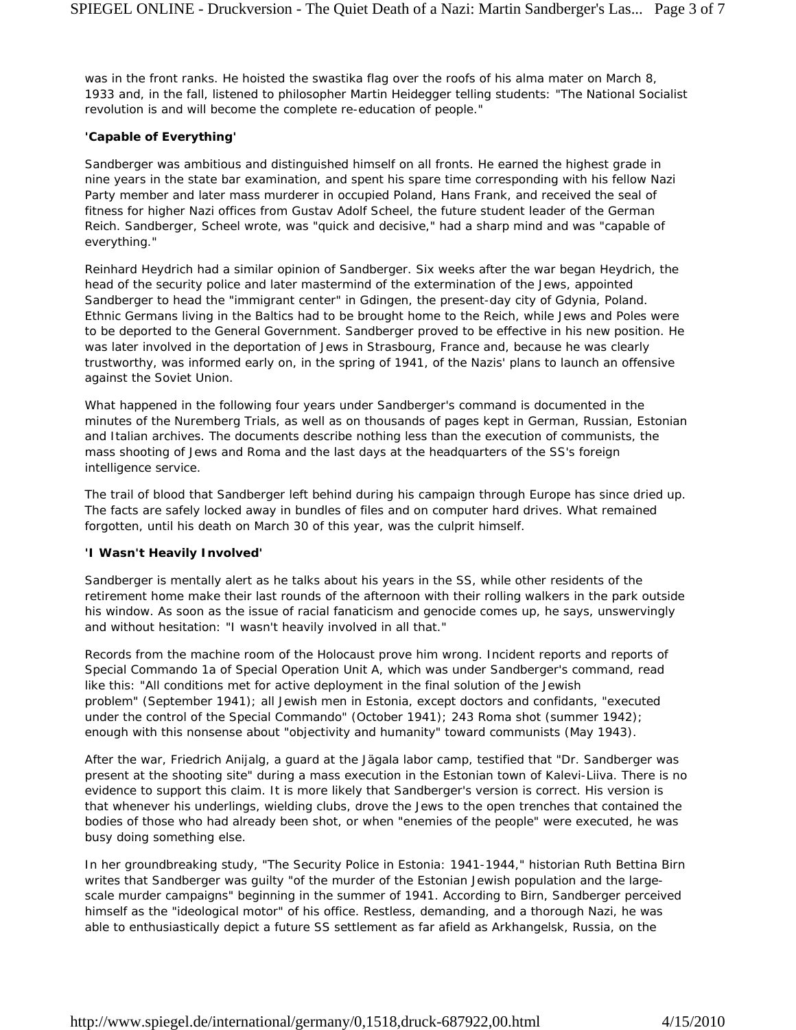was in the front ranks. He hoisted the swastika flag over the roofs of his alma mater on March 8, 1933 and, in the fall, listened to philosopher Martin Heidegger telling students: "The National Socialist revolution is and will become the complete re-education of people."

**'Capable of Everything'**

Sandberger was ambitious and distinguished himself on all fronts. He earned the highest grade in nine years in the state bar examination, and spent his spare time corresponding with his fellow Nazi Party member and later mass murderer in occupied Poland, Hans Frank, and received the seal of fitness for higher Nazi offices from Gustav Adolf Scheel, the future student leader of the German Reich. Sandberger, Scheel wrote, was "quick and decisive," had a sharp mind and was "capable of everything."

Reinhard Heydrich had a similar opinion of Sandberger. Six weeks after the war began Heydrich, the head of the security police and later mastermind of the extermination of the Jews, appointed Sandberger to head the "immigrant center" in Gdingen, the present-day city of Gdynia, Poland. Ethnic Germans living in the Baltics had to be brought home to the Reich, while Jews and Poles were to be deported to the General Government. Sandberger proved to be effective in his new position. He was later involved in the deportation of Jews in Strasbourg, France and, because he was clearly trustworthy, was informed early on, in the spring of 1941, of the Nazis' plans to launch an offensive against the Soviet Union.

What happened in the following four years under Sandberger's command is documented in the minutes of the Nuremberg Trials, as well as on thousands of pages kept in German, Russian, Estonian and Italian archives. The documents describe nothing less than the execution of communists, the mass shooting of Jews and Roma and the last days at the headquarters of the SS's foreign intelligence service.

The trail of blood that Sandberger left behind during his campaign through Europe has since dried up. The facts are safely locked away in bundles of files and on computer hard drives. What remained forgotten, until his death on March 30 of this year, was the culprit himself.

**'I Wasn't Heavily Involved'**

Sandberger is mentally alert as he talks about his years in the SS, while other residents of the retirement home make their last rounds of the afternoon with their rolling walkers in the park outside his window. As soon as the issue of racial fanaticism and genocide comes up, he says, unswervingly and without hesitation: "I wasn't heavily involved in all that."

Records from the machine room of the Holocaust prove him wrong. Incident reports and reports of Special Commando 1a of Special Operation Unit A, which was under Sandberger's command, read like this: "All conditions met for active deployment in the final solution of the Jewish problem" (September 1941); all Jewish men in Estonia, except doctors and confidants, "executed under the control of the Special Commando" (October 1941); 243 Roma shot (summer 1942); enough with this nonsense about "objectivity and humanity" toward communists (May 1943).

After the war, Friedrich Anijalg, a guard at the Jägala labor camp, testified that "Dr. Sandberger was present at the shooting site" during a mass execution in the Estonian town of Kalevi-Liiva. There is no evidence to support this claim. It is more likely that Sandberger's version is correct. His version is that whenever his underlings, wielding clubs, drove the Jews to the open trenches that contained the bodies of those who had already been shot, or when "enemies of the people" were executed, he was busy doing something else.

In her groundbreaking study, "The Security Police in Estonia: 1941-1944," historian Ruth Bettina Birn writes that Sandberger was guilty "of the murder of the Estonian Jewish population and the large-scale murder campaigns" beginning in the summer of 1941. According to Birn, Sandberger perceived himself as the "ideological motor" of his office. Restless, demanding, and a thorough Nazi, he was able to enthusiastically depict a future SS settlement as far afield as Arkhangelsk, Russia, on the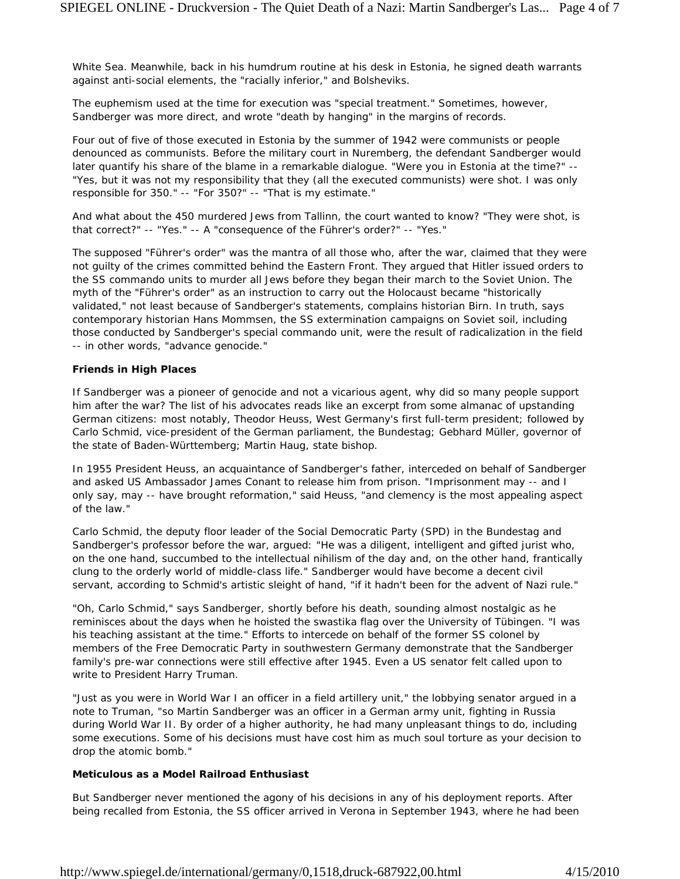White Sea. Meanwhile, back in his humdrum routine at his desk in Estonia, he signed death warrants against anti-social elements, the "racially inferior," and Bolsheviks.

The euphemism used at the time for execution was "special treatment." Sometimes, however, Sandberger was more direct, and wrote "death by hanging" in the margins of records.

Four out of five of those executed in Estonia by the summer of 1942 were communists or people denounced as communists. Before the military court in Nuremberg, the defendant Sandberger would later quantify his share of the blame in a remarkable dialogue. "Were you in Estonia at the time?" -- "Yes, but it was not my responsibility that they (all the executed communists) were shot. I was only responsible for 350." -- "For 350?" -- "That is my estimate."

And what about the 450 murdered Jews from Tallinn, the court wanted to know? "They were shot, is that correct?" -- "Yes." -- A "consequence of the Führer's order?" -- "Yes."

The supposed "Führer's order" was the mantra of all those who, after the war, claimed that they were not guilty of the crimes committed behind the Eastern Front. They argued that Hitler issued orders to the SS commando units to murder all Jews before they began their march to the Soviet Union. The myth of the "Führer's order" as an instruction to carry out the Holocaust became "historically validated," not least because of Sandberger's statements, complains historian Birn. In truth, says contemporary historian Hans Mommsen, the SS extermination campaigns on Soviet soil, including those conducted by Sandberger's special commando unit, were the result of radicalization in the field -- in other words, "advance genocide."

**Friends in High Places**

If Sandberger was a pioneer of genocide and not a vicarious agent, why did so many people support him after the war? The list of his advocates reads like an excerpt from some almanac of upstanding German citizens: most notably, Theodor Heuss, West Germany's first full-term president; followed by Carlo Schmid, vice-president of the German parliament, the Bundestag; Gebhard Müller, governor of the state of Baden-Württemberg; Martin Haug, state bishop.

In 1955 President Heuss, an acquaintance of Sandberger's father, interceded on behalf of Sandberger and asked US Ambassador James Conant to release him from prison. "Imprisonment may -- and I only say, may -- have brought reformation," said Heuss, "and clemency is the most appealing aspect of the law."

Carlo Schmid, the deputy floor leader of the Social Democratic Party (SPD) in the Bundestag and Sandberger's professor before the war, argued: "He was a diligent, intelligent and gifted jurist who, on the one hand, succumbed to the intellectual nihilism of the day and, on the other hand, frantically clung to the orderly world of middle-class life." Sandberger would have become a decent civil servant, according to Schmid's artistic sleight of hand, "if it hadn't been for the advent of Nazi rule."

"Oh, Carlo Schmid," says Sandberger, shortly before his death, sounding almost nostalgic as he reminisces about the days when he hoisted the swastika flag over the University of Tübingen. "I was his teaching assistant at the time." Efforts to intercede on behalf of the former SS colonel by members of the Free Democratic Party in southwestern Germany demonstrate that the Sandberger family's pre-war connections were still effective after 1945. Even a US senator felt called upon to write to President Harry Truman.

"Just as you were in World War I an officer in a field artillery unit," the lobbying senator argued in a note to Truman, "so Martin Sandberger was an officer in a German army unit, fighting in Russia during World War II. By order of a higher authority, he had many unpleasant things to do, including some executions. Some of his decisions must have cost him as much soul torture as your decision to drop the atomic bomb."

**Meticulous as a Model Railroad Enthusiast**

But Sandberger never mentioned the agony of his decisions in any of his deployment reports. After being recalled from Estonia, the SS officer arrived in Verona in September 1943, where he had been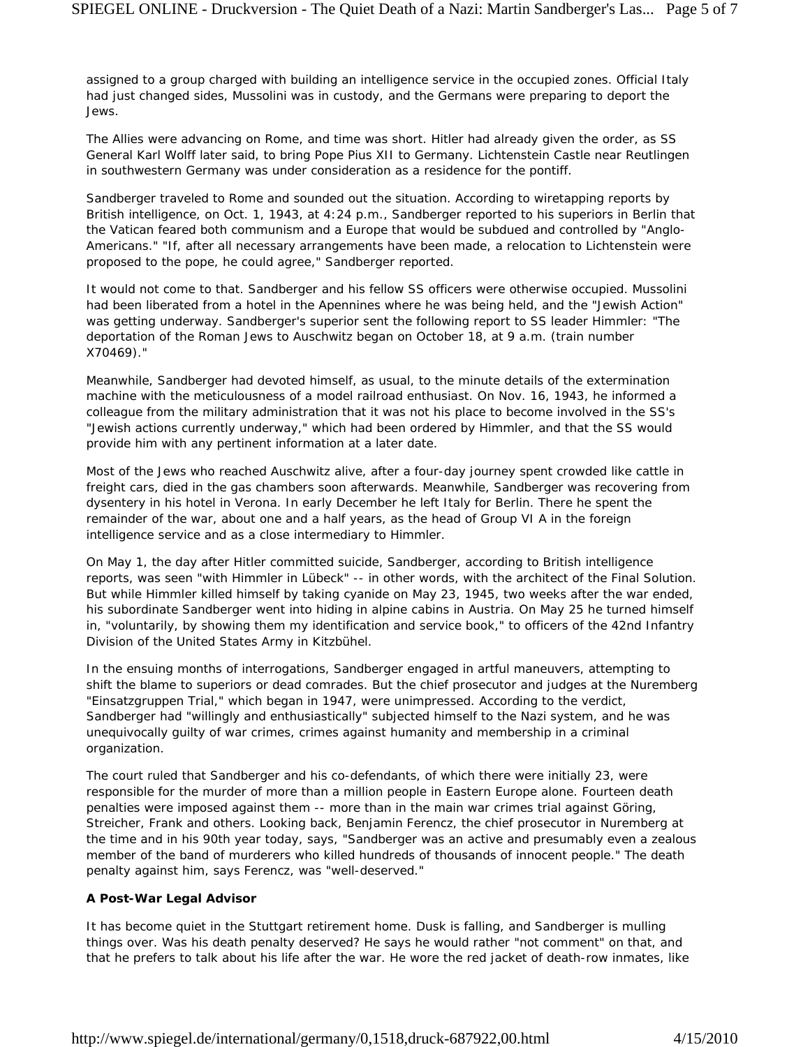assigned to a group charged with building an intelligence service in the occupied zones. Official Italy had just changed sides, Mussolini was in custody, and the Germans were preparing to deport the Jews.

The Allies were advancing on Rome, and time was short. Hitler had already given the order, as SS General Karl Wolff later said, to bring Pope Pius XII to Germany. Lichtenstein Castle near Reutlingen in southwestern Germany was under consideration as a residence for the pontiff.

Sandberger traveled to Rome and sounded out the situation. According to wiretapping reports by British intelligence, on Oct. 1, 1943, at 4:24 p.m., Sandberger reported to his superiors in Berlin that the Vatican feared both communism and a Europe that would be subdued and controlled by "Anglo-Americans." "If, after all necessary arrangements have been made, a relocation to Lichtenstein were proposed to the pope, he could agree," Sandberger reported.

It would not come to that. Sandberger and his fellow SS officers were otherwise occupied. Mussolini had been liberated from a hotel in the Apennines where he was being held, and the "Jewish Action" was getting underway. Sandberger's superior sent the following report to SS leader Himmler: "The deportation of the Roman Jews to Auschwitz began on October 18, at 9 a.m. (train number X70469)."

Meanwhile, Sandberger had devoted himself, as usual, to the minute details of the extermination machine with the meticulousness of a model railroad enthusiast. On Nov. 16, 1943, he informed a colleague from the military administration that it was not his place to become involved in the SS's "Jewish actions currently underway," which had been ordered by Himmler, and that the SS would provide him with any pertinent information at a later date.

Most of the Jews who reached Auschwitz alive, after a four-day journey spent crowded like cattle in freight cars, died in the gas chambers soon afterwards. Meanwhile, Sandberger was recovering from dysentery in his hotel in Verona. In early December he left Italy for Berlin. There he spent the remainder of the war, about one and a half years, as the head of Group VI A in the foreign intelligence service and as a close intermediary to Himmler.

On May 1, the day after Hitler committed suicide, Sandberger, according to British intelligence reports, was seen "with Himmler in Lübeck" -- in other words, with the architect of the Final Solution. But while Himmler killed himself by taking cyanide on May 23, 1945, two weeks after the war ended, his subordinate Sandberger went into hiding in alpine cabins in Austria. On May 25 he turned himself in, "voluntarily, by showing them my identification and service book," to officers of the 42nd Infantry Division of the United States Army in Kitzbühel.

In the ensuing months of interrogations, Sandberger engaged in artful maneuvers, attempting to shift the blame to superiors or dead comrades. But the chief prosecutor and judges at the Nuremberg "Einsatzgruppen Trial," which began in 1947, were unimpressed. According to the verdict, Sandberger had "willingly and enthusiastically" subjected himself to the Nazi system, and he was unequivocally guilty of war crimes, crimes against humanity and membership in a criminal organization.

The court ruled that Sandberger and his co-defendants, of which there were initially 23, were responsible for the murder of more than a million people in Eastern Europe alone. Fourteen death penalties were imposed against them -- more than in the main war crimes trial against Göring, Streicher, Frank and others. Looking back, Benjamin Ferencz, the chief prosecutor in Nuremberg at the time and in his 90th year today, says, "Sandberger was an active and presumably even a zealous member of the band of murderers who killed hundreds of thousands of innocent people." The death penalty against him, says Ferencz, was "well-deserved."

**A Post-War Legal Advisor**

It has become quiet in the Stuttgart retirement home. Dusk is falling, and Sandberger is mulling things over. Was his death penalty deserved? He says he would rather "not comment" on that, and that he prefers to talk about his life after the war. He wore the red jacket of death-row inmates, like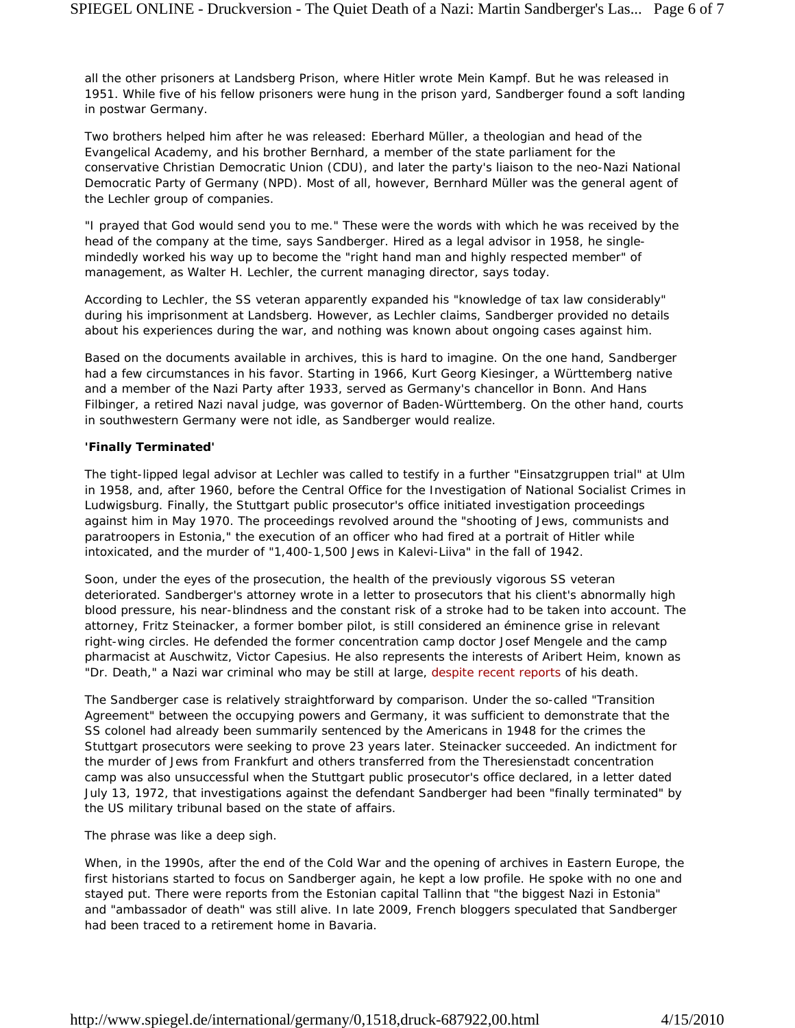all the other prisoners at Landsberg Prison, where Hitler wrote Mein Kampf. But he was released in 1951. While five of his fellow prisoners were hung in the prison yard, Sandberger found a soft landing in postwar Germany.

Two brothers helped him after he was released: Eberhard Müller, a theologian and head of the Evangelical Academy, and his brother Bernhard, a member of the state parliament for the conservative Christian Democratic Union (CDU), and later the party's liaison to the neo-Nazi National Democratic Party of Germany (NPD). Most of all, however, Bernhard Müller was the general agent of the Lechler group of companies.

"I prayed that God would send you to me." These were the words with which he was received by the head of the company at the time, says Sandberger. Hired as a legal advisor in 1958, he single-mindedly worked his way up to become the "right hand man and highly respected member" of management, as Walter H. Lechler, the current managing director, says today.

According to Lechler, the SS veteran apparently expanded his "knowledge of tax law considerably" during his imprisonment at Landsberg. However, as Lechler claims, Sandberger provided no details about his experiences during the war, and nothing was known about ongoing cases against him.

Based on the documents available in archives, this is hard to imagine. On the one hand, Sandberger had a few circumstances in his favor. Starting in 1966, Kurt Georg Kiesinger, a Württemberg native and a member of the Nazi Party after 1933, served as Germany's chancellor in Bonn. And Hans Filbinger, a retired Nazi naval judge, was governor of Baden-Württemberg. On the other hand, courts in southwestern Germany were not idle, as Sandberger would realize.

**'Finally Terminated'**

The tight-lipped legal advisor at Lechler was called to testify in a further "Einsatzgruppen trial" at Ulm in 1958, and, after 1960, before the Central Office for the Investigation of National Socialist Crimes in Ludwigsburg. Finally, the Stuttgart public prosecutor's office initiated investigation proceedings against him in May 1970. The proceedings revolved around the "shooting of Jews, communists and paratroopers in Estonia," the execution of an officer who had fired at a portrait of Hitler while intoxicated, and the murder of "1,400-1,500 Jews in Kalevi-Liiva" in the fall of 1942.

Soon, under the eyes of the prosecution, the health of the previously vigorous SS veteran deteriorated. Sandberger's attorney wrote in a letter to prosecutors that his client's abnormally high blood pressure, his near-blindness and the constant risk of a stroke had to be taken into account. The attorney, Fritz Steinacker, a former bomber pilot, is still considered an éminence grise in relevant right-wing circles. He defended the former concentration camp doctor Josef Mengele and the camp pharmacist at Auschwitz, Victor Capesius. He also represents the interests of Aribert Heim, known as "Dr. Death," a Nazi war criminal who may be still at large, despite recent reports of his death.

The Sandberger case is relatively straightforward by comparison. Under the so-called "Transition Agreement" between the occupying powers and Germany, it was sufficient to demonstrate that the SS colonel had already been summarily sentenced by the Americans in 1948 for the crimes the Stuttgart prosecutors were seeking to prove 23 years later. Steinacker succeeded. An indictment for the murder of Jews from Frankfurt and others transferred from the Theresienstadt concentration camp was also unsuccessful when the Stuttgart public prosecutor's office declared, in a letter dated July 13, 1972, that investigations against the defendant Sandberger had been "finally terminated" by the US military tribunal based on the state of affairs.

The phrase was like a deep sigh.

When, in the 1990s, after the end of the Cold War and the opening of archives in Eastern Europe, the first historians started to focus on Sandberger again, he kept a low profile. He spoke with no one and stayed put. There were reports from the Estonian capital Tallinn that "the biggest Nazi in Estonia" and "ambassador of death" was still alive. In late 2009, French bloggers speculated that Sandberger had been traced to a retirement home in Bavaria.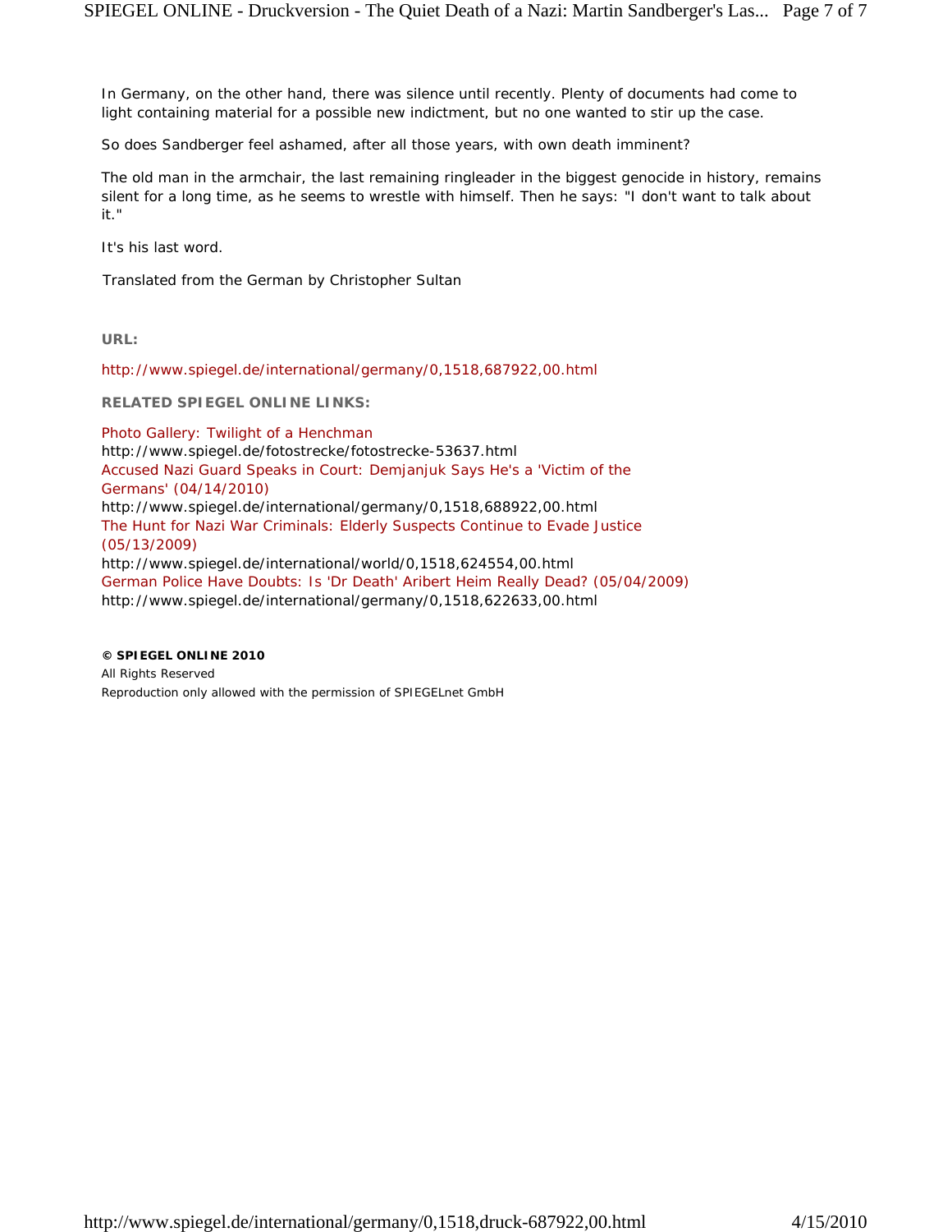In Germany, on the other hand, there was silence until recently. Plenty of documents had come to light containing material for a possible new indictment, but no one wanted to stir up the case.

So does Sandberger feel ashamed, after all those years, with own death imminent?

The old man in the armchair, the last remaining ringleader in the biggest genocide in history, remains silent for a long time, as he seems to wrestle with himself. Then he says: "I don't want to talk about it."

It's his last word.

Translated from the German by Christopher Sultan

**URL:**

http://www.spiegel.de/international/germany/0,1518,687922,00.html

**RELATED SPIEGEL ONLINE LINKS:**

Photo Gallery: Twilight of a Henchman
http://www.spiegel.de/fotostrecke/fotostrecke-53637.html
Accused Nazi Guard Speaks in Court: Demjanjuk Says He's a 'Victim of the Germans' (04/14/2010)
http://www.spiegel.de/international/germany/0,1518,688922,00.html
The Hunt for Nazi War Criminals: Elderly Suspects Continue to Evade Justice (05/13/2009)
http://www.spiegel.de/international/world/0,1518,624554,00.html
German Police Have Doubts: Is 'Dr Death' Aribert Heim Really Dead? (05/04/2009)
http://www.spiegel.de/international/germany/0,1518,622633,00.html

**© SPIEGEL ONLINE 2010**
All Rights Reserved
Reproduction only allowed with the permission of SPIEGELnet GmbH